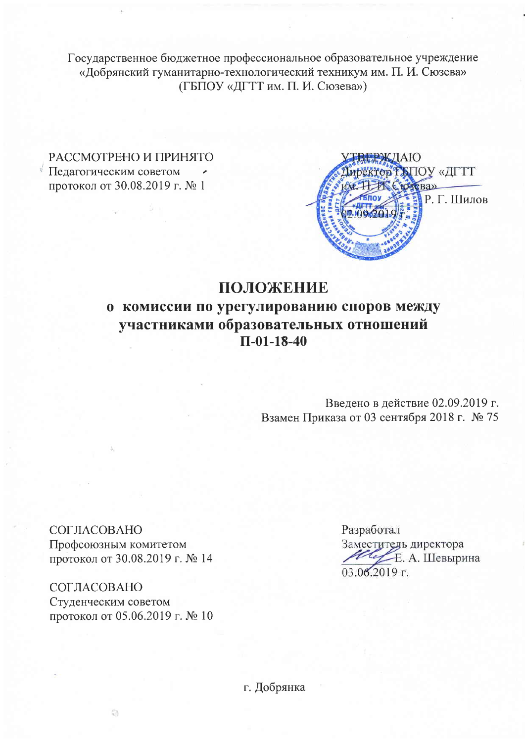Государственное бюджетное профессиональное образовательное учреждение
«Добрянский гуманитарно-технологический техникум им. П. И. Сюзева»
(ГБПОУ «ДГТТ им. П. И. Сюзева»)

РАССМОТРЕНО И ПРИНЯТО
Педагогическим советом
протокол от 30.08.2019 г. № 1

УТВЕРЖДАЮ
Директор ГБПОУ «ДГТТ
им. П. И. Сюзева»
Р. Г. Шилов
02.09.2019 г.

# ПОЛОЖЕНИЕ
## о комиссии по урегулированию споров между участниками образовательных отношений
## П-01-18-40

Введено в действие 02.09.2019 г.
Взамен Приказа от 03 сентября 2018 г. № 75

СОГЛАСОВАНО
Профсоюзным комитетом
протокол от 30.08.2019 г. № 14

СОГЛАСОВАНО
Студенческим советом
протокол от 05.06.2019 г. № 10

Разработал
Заместитель директора
Е. А. Шевырина
03.06.2019 г.

г. Добрянка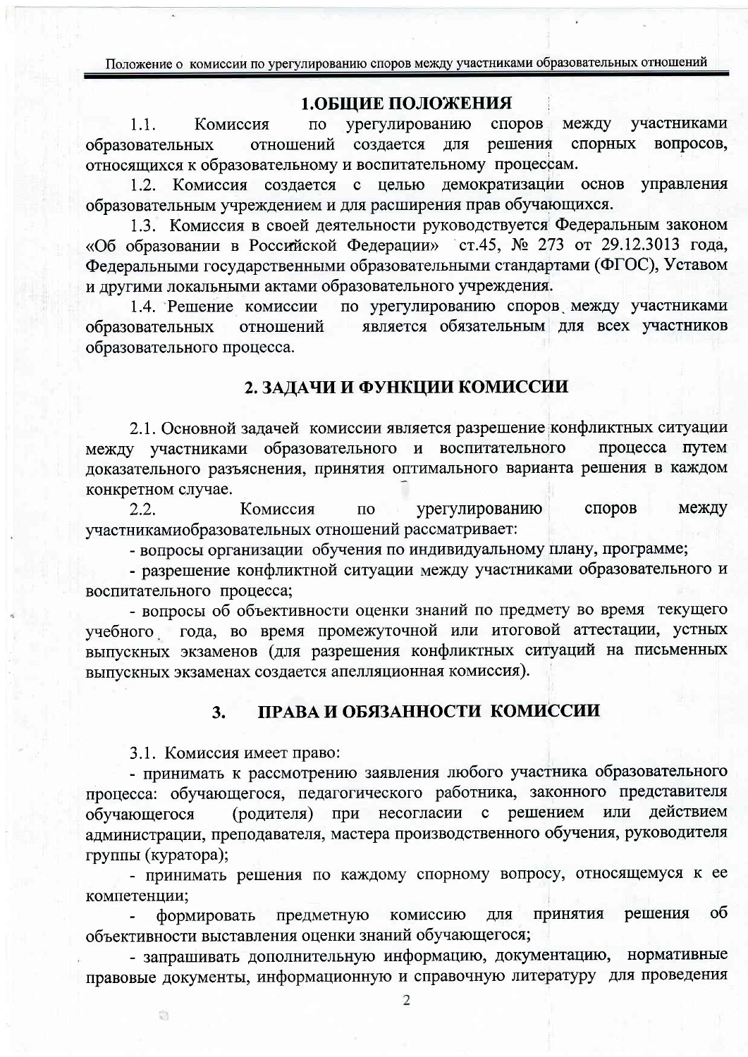## 1.ОБЩИЕ ПОЛОЖЕНИЯ

1.1. Комиссия по урегулированию споров между участниками образовательных отношений создается для решения спорных вопросов, относящихся к образовательному и воспитательному процессам.

1.2. Комиссия создается с целью демократизации основ управления образовательным учреждением и для расширения прав обучающихся.

1.3. Комиссия в своей деятельности руководствуется Федеральным законом «Об образовании в Российской Федерации» ст.45, № 273 от 29.12.3013 года, Федеральными государственными образовательными стандартами (ФГОС), Уставом и другими локальными актами образовательного учреждения.

1.4. Решение комиссии по урегулированию споров между участниками образовательных отношений является обязательным для всех участников образовательного процесса.

## 2. ЗАДАЧИ И ФУНКЦИИ КОМИССИИ

2.1. Основной задачей комиссии является разрешение конфликтных ситуации между участниками образовательного и воспитательного процесса путем доказательного разъяснения, принятия оптимального варианта решения в каждом конкретном случае.

2.2. Комиссия по урегулированию споров между участникамиобразовательных отношений рассматривает:

- вопросы организации обучения по индивидуальному плану, программе;
- разрешение конфликтной ситуации между участниками образовательного и воспитательного процесса;
- вопросы об объективности оценки знаний по предмету во время текущего учебного года, во время промежуточной или итоговой аттестации, устных выпускных экзаменов (для разрешения конфликтных ситуаций на письменных выпускных экзаменах создается апелляционная комиссия).

## 3. ПРАВА И ОБЯЗАННОСТИ КОМИССИИ

3.1. Комиссия имеет право:

- принимать к рассмотрению заявления любого участника образовательного процесса: обучающегося, педагогического работника, законного представителя обучающегося (родителя) при несогласии с решением или действием администрации, преподавателя, мастера производственного обучения, руководителя группы (куратора);
- принимать решения по каждому спорному вопросу, относящемуся к ее компетенции;
- формировать предметную комиссию для принятия решения об объективности выставления оценки знаний обучающегося;
- запрашивать дополнительную информацию, документацию, нормативные правовые документы, информационную и справочную литературу для проведения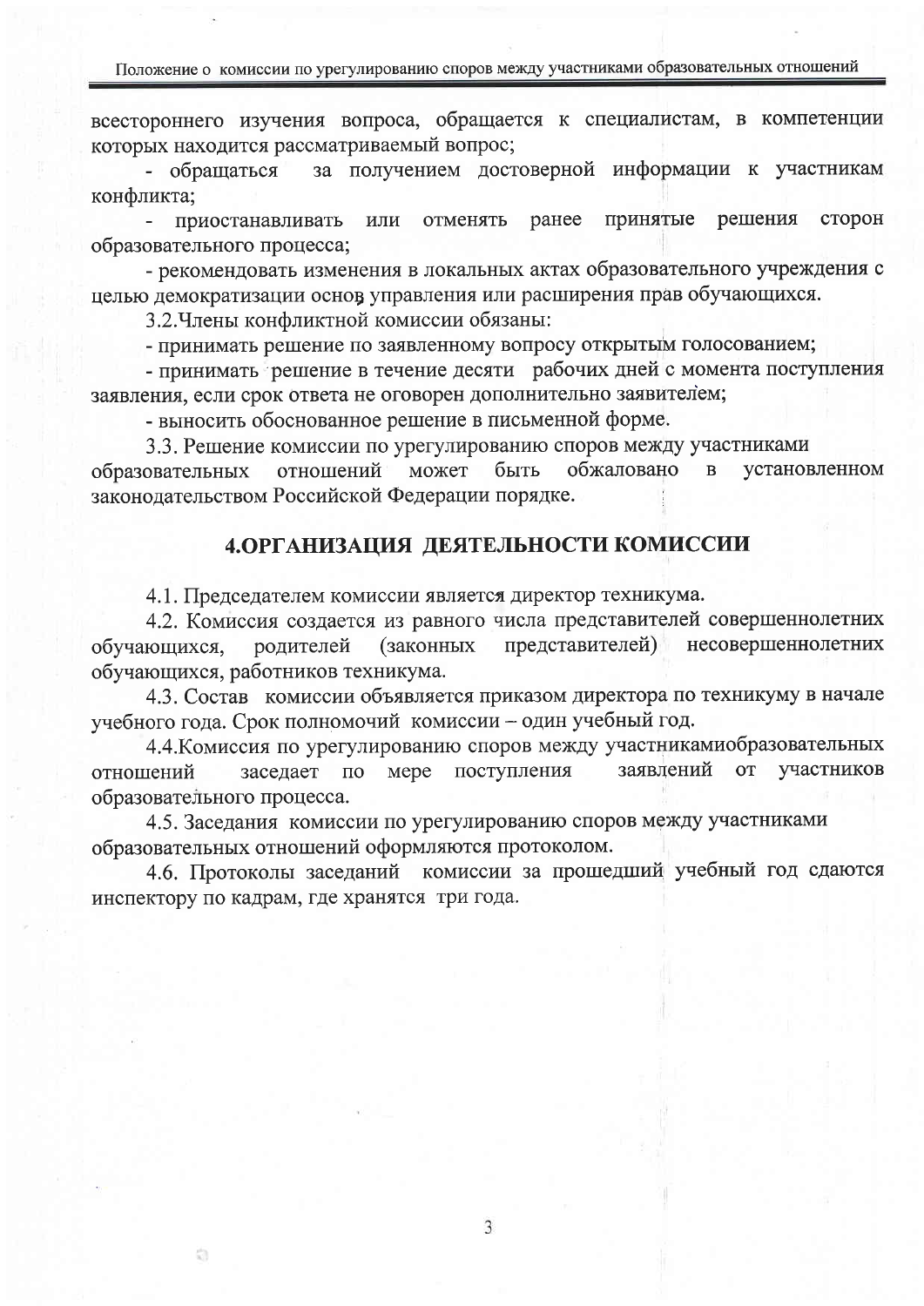всестороннего изучения вопроса, обращается к специалистам, в компетенции которых находится рассматриваемый вопрос;

- обращаться за получением достоверной информации к участникам конфликта;
- приостанавливать или отменять ранее принятые решения сторон образовательного процесса;
- рекомендовать изменения в локальных актах образовательного учреждения с целью демократизации основ управления или расширения прав обучающихся.

3.2.Члены конфликтной комиссии обязаны:

- принимать решение по заявленному вопросу открытым голосованием;
- принимать решение в течение десяти рабочих дней с момента поступления заявления, если срок ответа не оговорен дополнительно заявителем;
- выносить обоснованное решение в письменной форме.

3.3. Решение комиссии по урегулированию споров между участниками образовательных отношений может быть обжаловано в установленном законодательством Российской Федерации порядке.

## 4.ОРГАНИЗАЦИЯ ДЕЯТЕЛЬНОСТИ КОМИССИИ

4.1. Председателем комиссии является директор техникума.

4.2. Комиссия создается из равного числа представителей совершеннолетних обучающихся, родителей (законных представителей) несовершеннолетних обучающихся, работников техникума.

4.3. Состав комиссии объявляется приказом директора по техникуму в начале учебного года. Срок полномочий комиссии – один учебный год.

4.4.Комиссия по урегулированию споров между участникамиобразовательных отношений заседает по мере поступления заявлений от участников образовательного процесса.

4.5. Заседания комиссии по урегулированию споров между участниками образовательных отношений оформляются протоколом.

4.6. Протоколы заседаний комиссии за прошедший учебный год сдаются инспектору по кадрам, где хранятся три года.